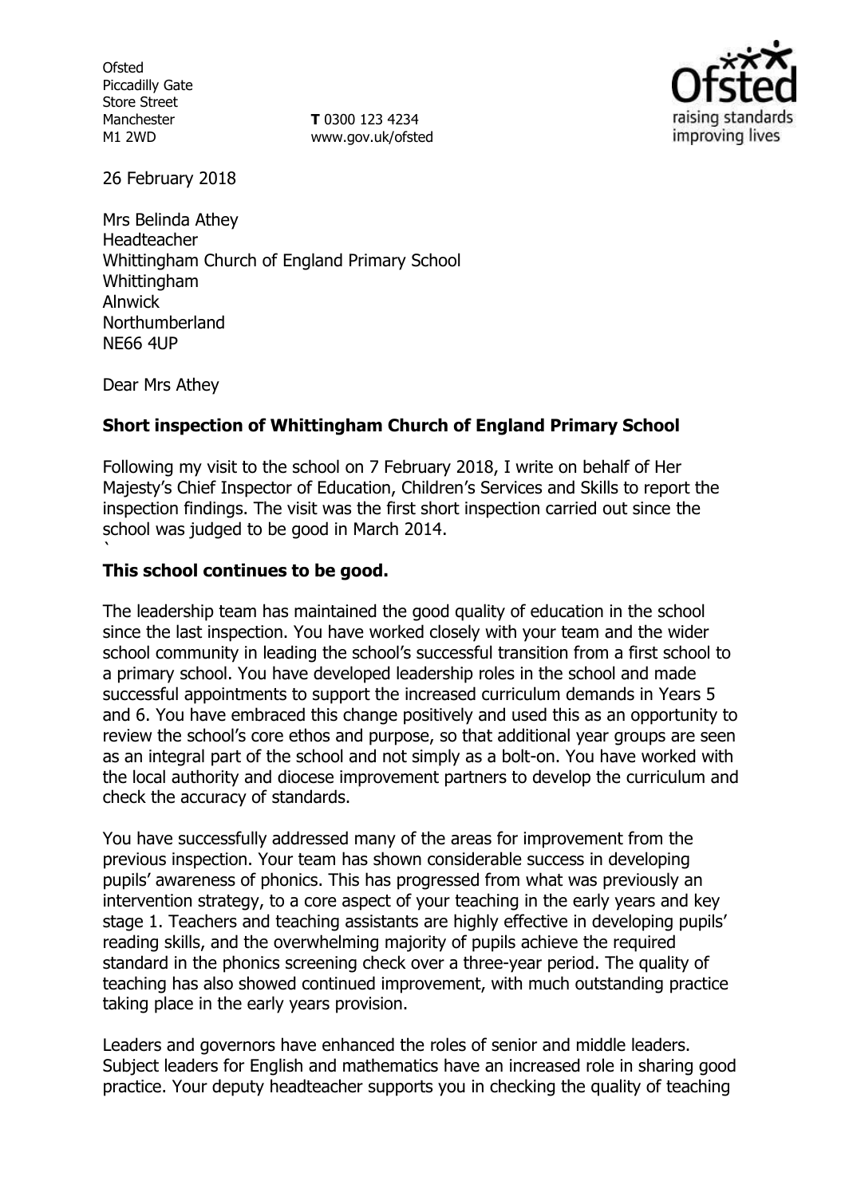Ofsted
Piccadilly Gate
Store Street
Manchester
M1 2WD

**T** 0300 123 4234
www.gov.uk/ofsted

26 February 2018

Mrs Belinda Athey
Headteacher
Whittingham Church of England Primary School
Whittingham
Alnwick
Northumberland
NE66 4UP

Dear Mrs Athey

**Short inspection of Whittingham Church of England Primary School**

Following my visit to the school on 7 February 2018, I write on behalf of Her Majesty's Chief Inspector of Education, Children's Services and Skills to report the inspection findings. The visit was the first short inspection carried out since the school was judged to be good in March 2014.

**This school continues to be good.**

The leadership team has maintained the good quality of education in the school since the last inspection. You have worked closely with your team and the wider school community in leading the school's successful transition from a first school to a primary school. You have developed leadership roles in the school and made successful appointments to support the increased curriculum demands in Years 5 and 6. You have embraced this change positively and used this as an opportunity to review the school's core ethos and purpose, so that additional year groups are seen as an integral part of the school and not simply as a bolt-on. You have worked with the local authority and diocese improvement partners to develop the curriculum and check the accuracy of standards.

You have successfully addressed many of the areas for improvement from the previous inspection. Your team has shown considerable success in developing pupils' awareness of phonics. This has progressed from what was previously an intervention strategy, to a core aspect of your teaching in the early years and key stage 1. Teachers and teaching assistants are highly effective in developing pupils' reading skills, and the overwhelming majority of pupils achieve the required standard in the phonics screening check over a three-year period. The quality of teaching has also showed continued improvement, with much outstanding practice taking place in the early years provision.

Leaders and governors have enhanced the roles of senior and middle leaders. Subject leaders for English and mathematics have an increased role in sharing good practice. Your deputy headteacher supports you in checking the quality of teaching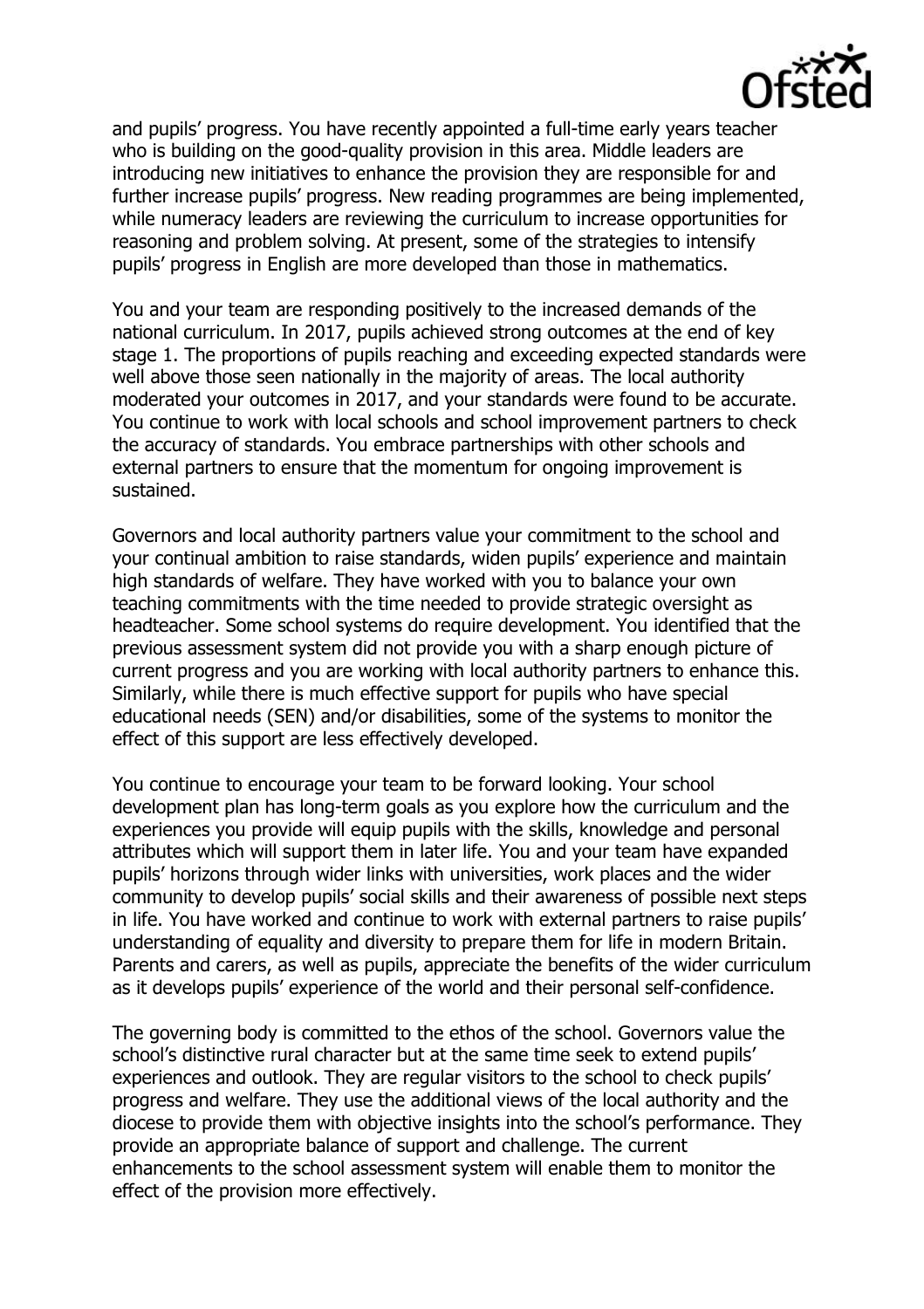and pupils' progress. You have recently appointed a full-time early years teacher who is building on the good-quality provision in this area. Middle leaders are introducing new initiatives to enhance the provision they are responsible for and further increase pupils' progress. New reading programmes are being implemented, while numeracy leaders are reviewing the curriculum to increase opportunities for reasoning and problem solving. At present, some of the strategies to intensify pupils' progress in English are more developed than those in mathematics.

You and your team are responding positively to the increased demands of the national curriculum. In 2017, pupils achieved strong outcomes at the end of key stage 1. The proportions of pupils reaching and exceeding expected standards were well above those seen nationally in the majority of areas. The local authority moderated your outcomes in 2017, and your standards were found to be accurate. You continue to work with local schools and school improvement partners to check the accuracy of standards. You embrace partnerships with other schools and external partners to ensure that the momentum for ongoing improvement is sustained.

Governors and local authority partners value your commitment to the school and your continual ambition to raise standards, widen pupils' experience and maintain high standards of welfare. They have worked with you to balance your own teaching commitments with the time needed to provide strategic oversight as headteacher. Some school systems do require development. You identified that the previous assessment system did not provide you with a sharp enough picture of current progress and you are working with local authority partners to enhance this. Similarly, while there is much effective support for pupils who have special educational needs (SEN) and/or disabilities, some of the systems to monitor the effect of this support are less effectively developed.

You continue to encourage your team to be forward looking. Your school development plan has long-term goals as you explore how the curriculum and the experiences you provide will equip pupils with the skills, knowledge and personal attributes which will support them in later life. You and your team have expanded pupils' horizons through wider links with universities, work places and the wider community to develop pupils' social skills and their awareness of possible next steps in life. You have worked and continue to work with external partners to raise pupils' understanding of equality and diversity to prepare them for life in modern Britain. Parents and carers, as well as pupils, appreciate the benefits of the wider curriculum as it develops pupils' experience of the world and their personal self-confidence.

The governing body is committed to the ethos of the school. Governors value the school's distinctive rural character but at the same time seek to extend pupils' experiences and outlook. They are regular visitors to the school to check pupils' progress and welfare. They use the additional views of the local authority and the diocese to provide them with objective insights into the school's performance. They provide an appropriate balance of support and challenge. The current enhancements to the school assessment system will enable them to monitor the effect of the provision more effectively.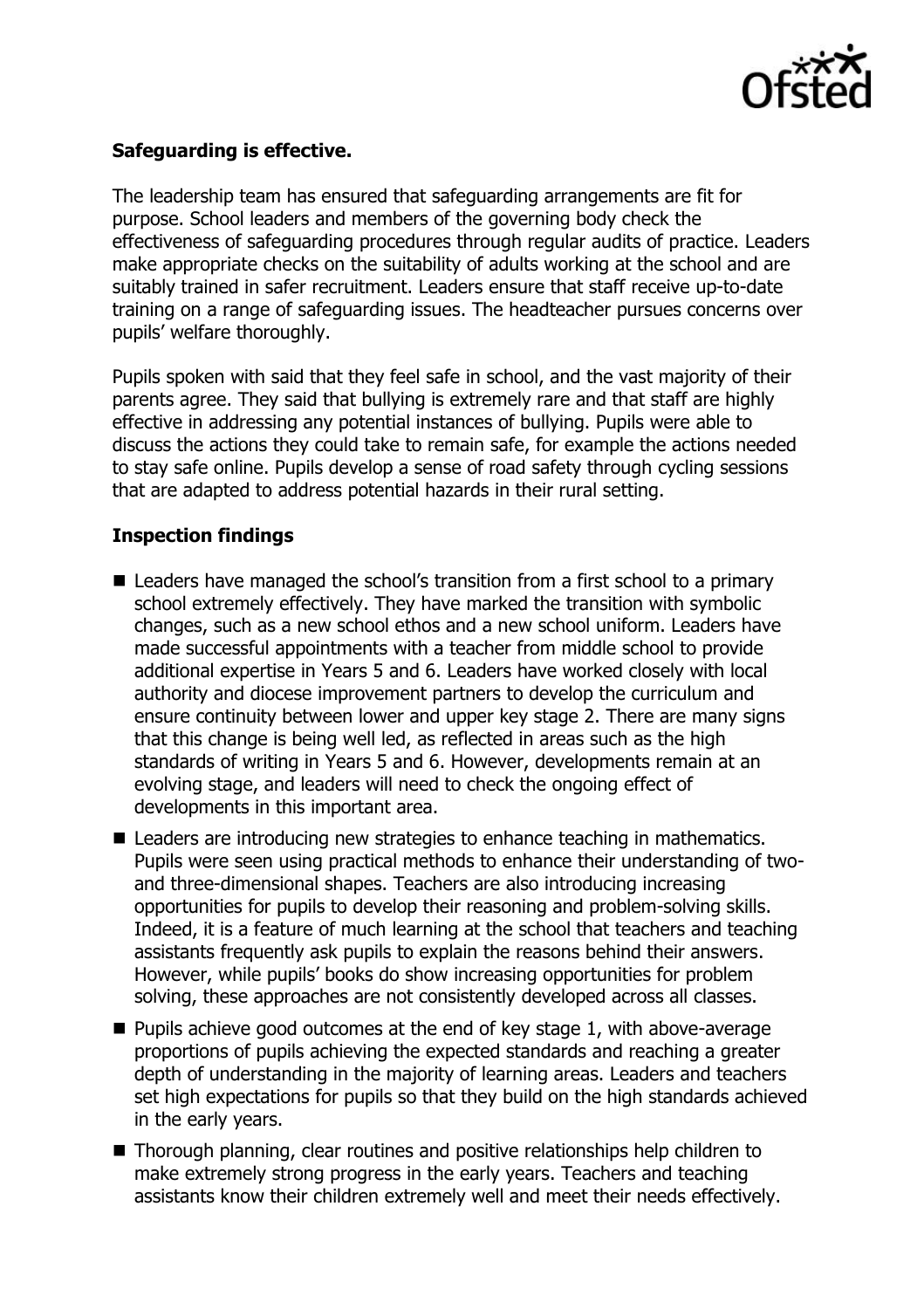**Safeguarding is effective.**

The leadership team has ensured that safeguarding arrangements are fit for purpose. School leaders and members of the governing body check the effectiveness of safeguarding procedures through regular audits of practice. Leaders make appropriate checks on the suitability of adults working at the school and are suitably trained in safer recruitment. Leaders ensure that staff receive up-to-date training on a range of safeguarding issues. The headteacher pursues concerns over pupils' welfare thoroughly.

Pupils spoken with said that they feel safe in school, and the vast majority of their parents agree. They said that bullying is extremely rare and that staff are highly effective in addressing any potential instances of bullying. Pupils were able to discuss the actions they could take to remain safe, for example the actions needed to stay safe online. Pupils develop a sense of road safety through cycling sessions that are adapted to address potential hazards in their rural setting.

## Inspection findings

- Leaders have managed the school's transition from a first school to a primary school extremely effectively. They have marked the transition with symbolic changes, such as a new school ethos and a new school uniform. Leaders have made successful appointments with a teacher from middle school to provide additional expertise in Years 5 and 6. Leaders have worked closely with local authority and diocese improvement partners to develop the curriculum and ensure continuity between lower and upper key stage 2. There are many signs that this change is being well led, as reflected in areas such as the high standards of writing in Years 5 and 6. However, developments remain at an evolving stage, and leaders will need to check the ongoing effect of developments in this important area.
- Leaders are introducing new strategies to enhance teaching in mathematics. Pupils were seen using practical methods to enhance their understanding of two- and three-dimensional shapes. Teachers are also introducing increasing opportunities for pupils to develop their reasoning and problem-solving skills. Indeed, it is a feature of much learning at the school that teachers and teaching assistants frequently ask pupils to explain the reasons behind their answers. However, while pupils' books do show increasing opportunities for problem solving, these approaches are not consistently developed across all classes.
- Pupils achieve good outcomes at the end of key stage 1, with above-average proportions of pupils achieving the expected standards and reaching a greater depth of understanding in the majority of learning areas. Leaders and teachers set high expectations for pupils so that they build on the high standards achieved in the early years.
- Thorough planning, clear routines and positive relationships help children to make extremely strong progress in the early years. Teachers and teaching assistants know their children extremely well and meet their needs effectively.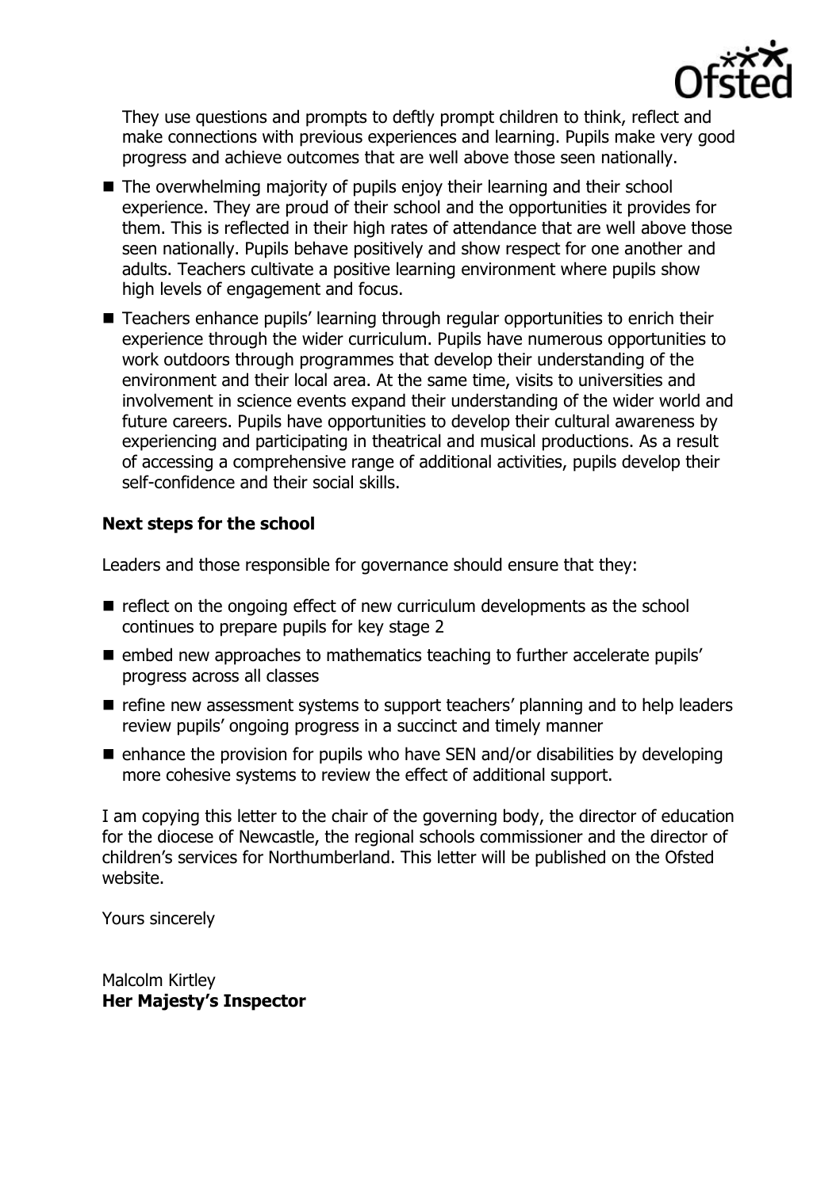They use questions and prompts to deftly prompt children to think, reflect and make connections with previous experiences and learning. Pupils make very good progress and achieve outcomes that are well above those seen nationally.

- The overwhelming majority of pupils enjoy their learning and their school experience. They are proud of their school and the opportunities it provides for them. This is reflected in their high rates of attendance that are well above those seen nationally. Pupils behave positively and show respect for one another and adults. Teachers cultivate a positive learning environment where pupils show high levels of engagement and focus.
- Teachers enhance pupils' learning through regular opportunities to enrich their experience through the wider curriculum. Pupils have numerous opportunities to work outdoors through programmes that develop their understanding of the environment and their local area. At the same time, visits to universities and involvement in science events expand their understanding of the wider world and future careers. Pupils have opportunities to develop their cultural awareness by experiencing and participating in theatrical and musical productions. As a result of accessing a comprehensive range of additional activities, pupils develop their self-confidence and their social skills.

**Next steps for the school**

Leaders and those responsible for governance should ensure that they:

- reflect on the ongoing effect of new curriculum developments as the school continues to prepare pupils for key stage 2
- embed new approaches to mathematics teaching to further accelerate pupils' progress across all classes
- refine new assessment systems to support teachers' planning and to help leaders review pupils' ongoing progress in a succinct and timely manner
- enhance the provision for pupils who have SEN and/or disabilities by developing more cohesive systems to review the effect of additional support.

I am copying this letter to the chair of the governing body, the director of education for the diocese of Newcastle, the regional schools commissioner and the director of children's services for Northumberland. This letter will be published on the Ofsted website.

Yours sincerely

Malcolm Kirtley
**Her Majesty's Inspector**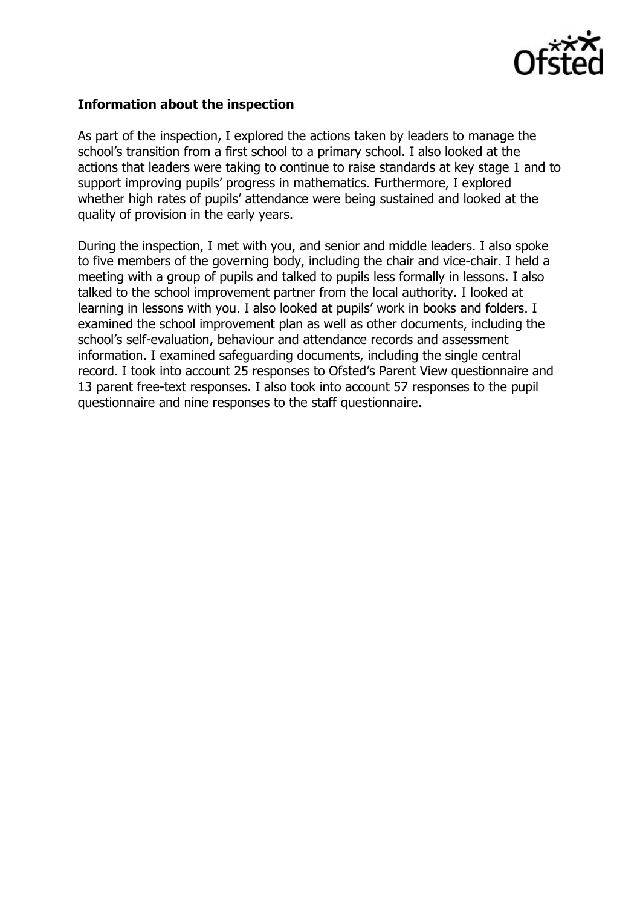**Information about the inspection**

As part of the inspection, I explored the actions taken by leaders to manage the school's transition from a first school to a primary school. I also looked at the actions that leaders were taking to continue to raise standards at key stage 1 and to support improving pupils' progress in mathematics. Furthermore, I explored whether high rates of pupils' attendance were being sustained and looked at the quality of provision in the early years.

During the inspection, I met with you, and senior and middle leaders. I also spoke to five members of the governing body, including the chair and vice-chair. I held a meeting with a group of pupils and talked to pupils less formally in lessons. I also talked to the school improvement partner from the local authority. I looked at learning in lessons with you. I also looked at pupils' work in books and folders. I examined the school improvement plan as well as other documents, including the school's self-evaluation, behaviour and attendance records and assessment information. I examined safeguarding documents, including the single central record. I took into account 25 responses to Ofsted's Parent View questionnaire and 13 parent free-text responses. I also took into account 57 responses to the pupil questionnaire and nine responses to the staff questionnaire.